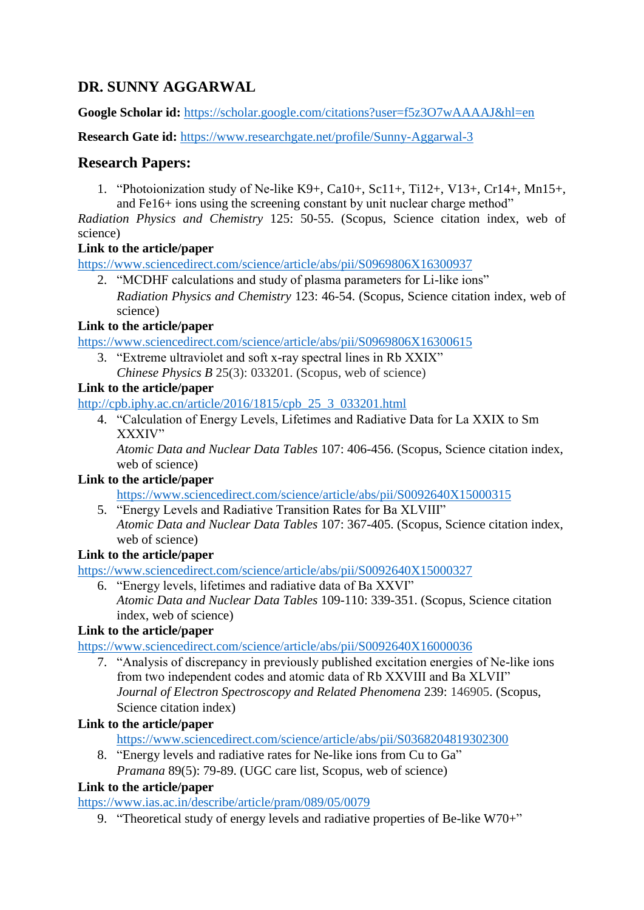## DR. SUNNY AGGARWAL

**Google Scholar id:** https://scholar.google.com/citations?user=f5z3O7wAAAAJ&hl=en

**Research Gate id:** https://www.researchgate.net/profile/Sunny-Aggarwal-3

## Research Papers:

1. "Photoionization study of Ne-like $K^{9+}$, $Ca^{10+}$, $Sc^{11+}$, $Ti^{12+}$, $V^{13+}$, $Cr^{14+}$, $Mn^{15+}$, and $Fe^{16+}$ ions using the screening constant by unit nuclear charge method"

*Radiation Physics and Chemistry* 125: 50-55. (Scopus, Science citation index, web of science)

**Link to the article/paper**

https://www.sciencedirect.com/science/article/abs/pii/S0969806X16300937

2. "MCDHF calculations and study of plasma parameters for Li-like ions"
   *Radiation Physics and Chemistry* 123: 46-54. (Scopus, Science citation index, web of science)

**Link to the article/paper**

https://www.sciencedirect.com/science/article/abs/pii/S0969806X16300615

3. "Extreme ultraviolet and soft x-ray spectral lines in Rb XXIX"
   *Chinese Physics B* 25(3): 033201. (Scopus, web of science)

**Link to the article/paper**

http://cpb.iphy.ac.cn/article/2016/1815/cpb_25_3_033201.html

4. "Calculation of Energy Levels, Lifetimes and Radiative Data for La XXIX to Sm XXXIV"
   *Atomic Data and Nuclear Data Tables* 107: 406-456. (Scopus, Science citation index, web of science)

**Link to the article/paper**

https://www.sciencedirect.com/science/article/abs/pii/S0092640X15000315

5. "Energy Levels and Radiative Transition Rates for Ba XLVIII"
   *Atomic Data and Nuclear Data Tables* 107: 367-405. (Scopus, Science citation index, web of science)

**Link to the article/paper**

https://www.sciencedirect.com/science/article/abs/pii/S0092640X15000327

6. "Energy levels, lifetimes and radiative data of Ba XXVI"
   *Atomic Data and Nuclear Data Tables* 109-110: 339-351. (Scopus, Science citation index, web of science)

**Link to the article/paper**

https://www.sciencedirect.com/science/article/abs/pii/S0092640X16000036

7. "Analysis of discrepancy in previously published excitation energies of Ne-like ions from two independent codes and atomic data of Rb XXVIII and Ba XLVII"
   *Journal of Electron Spectroscopy and Related Phenomena* 239: 146905. (Scopus, Science citation index)

**Link to the article/paper**

https://www.sciencedirect.com/science/article/abs/pii/S0368204819302300

8. "Energy levels and radiative rates for Ne-like ions from Cu to Ga"
   *Pramana* 89(5): 79-89. (UGC care list, Scopus, web of science)

**Link to the article/paper**

https://www.ias.ac.in/describe/article/pram/089/05/0079

9. "Theoretical study of energy levels and radiative properties of Be-like $W^{70+}$"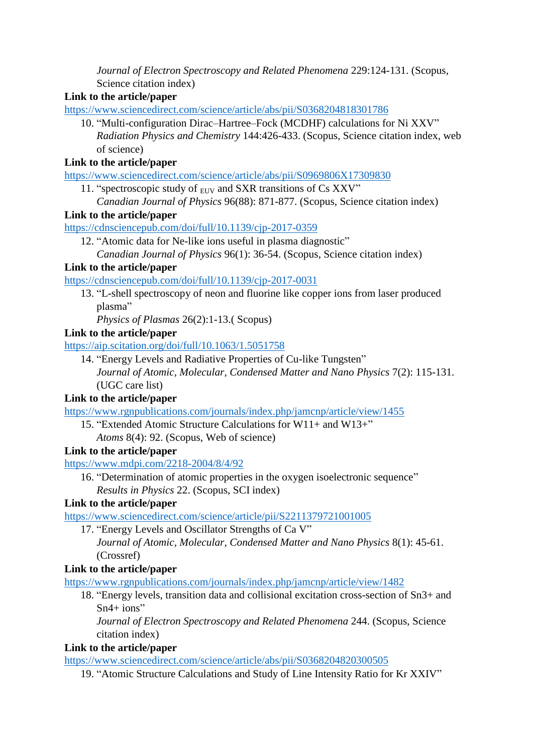*Journal of Electron Spectroscopy and Related Phenomena* 229:124-131. (Scopus, Science citation index)

**Link to the article/paper**
https://www.sciencedirect.com/science/article/abs/pii/S0368204818301786

10. "Multi-configuration Dirac–Hartree–Fock (MCDHF) calculations for Ni XXV"
    *Radiation Physics and Chemistry* 144:426-433. (Scopus, Science citation index, web of science)

**Link to the article/paper**
https://www.sciencedirect.com/science/article/abs/pii/S0969806X17309830

11. "spectroscopic study of $_{\text{EUV}}$ and SXR transitions of Cs XXV"
    *Canadian Journal of Physics* 96(88): 871-877. (Scopus, Science citation index)

**Link to the article/paper**
https://cdnsciencepub.com/doi/full/10.1139/cjp-2017-0359

12. "Atomic data for Ne-like ions useful in plasma diagnostic"
    *Canadian Journal of Physics* 96(1): 36-54. (Scopus, Science citation index)

**Link to the article/paper**
https://cdnsciencepub.com/doi/full/10.1139/cjp-2017-0031

13. "L-shell spectroscopy of neon and fluorine like copper ions from laser produced plasma"
    *Physics of Plasmas* 26(2):1-13.( Scopus)

**Link to the article/paper**
https://aip.scitation.org/doi/full/10.1063/1.5051758

14. "Energy Levels and Radiative Properties of Cu-like Tungsten"
    *Journal of Atomic, Molecular, Condensed Matter and Nano Physics* 7(2): 115-131. (UGC care list)

**Link to the article/paper**
https://www.rgnpublications.com/journals/index.php/jamcnp/article/view/1455

15. "Extended Atomic Structure Calculations for W11+ and W13+"
    *Atoms* 8(4): 92. (Scopus, Web of science)

**Link to the article/paper**
https://www.mdpi.com/2218-2004/8/4/92

16. "Determination of atomic properties in the oxygen isoelectronic sequence"
    *Results in Physics* 22. (Scopus, SCI index)

**Link to the article/paper**
https://www.sciencedirect.com/science/article/pii/S2211379721001005

17. "Energy Levels and Oscillator Strengths of Ca V"
    *Journal of Atomic, Molecular, Condensed Matter and Nano Physics* 8(1): 45-61. (Crossref)

**Link to the article/paper**
https://www.rgnpublications.com/journals/index.php/jamcnp/article/view/1482

18. "Energy levels, transition data and collisional excitation cross-section of Sn3+ and Sn4+ ions"
    *Journal of Electron Spectroscopy and Related Phenomena* 244. (Scopus, Science citation index)

**Link to the article/paper**
https://www.sciencedirect.com/science/article/abs/pii/S0368204820300505

19. "Atomic Structure Calculations and Study of Line Intensity Ratio for Kr XXIV"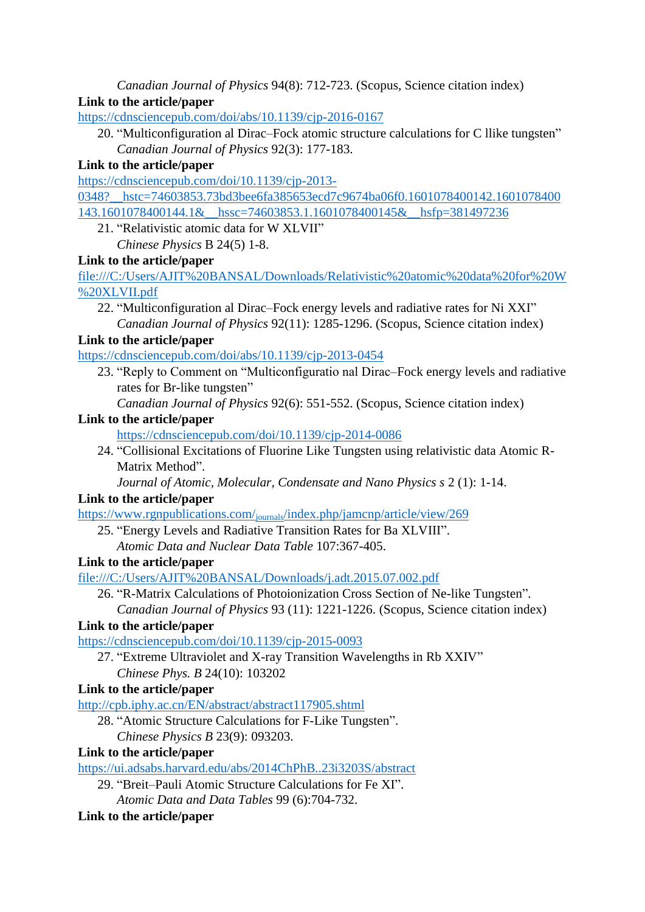*Canadian Journal of Physics* 94(8): 712-723. (Scopus, Science citation index)

**Link to the article/paper**

https://cdnsciencepub.com/doi/abs/10.1139/cjp-2016-0167

20. "Multiconfiguration al Dirac–Fock atomic structure calculations for C llike tungsten"
    *Canadian Journal of Physics* 92(3): 177-183.

**Link to the article/paper**

https://cdnsciencepub.com/doi/10.1139/cjp-2013-0348?__hstc=74603853.73bd3bee6fa385653ecd7c9674ba06f0.1601078400142.1601078400143.1601078400144.1&__hssc=74603853.1.1601078400145&__hsfp=381497236

21. "Relativistic atomic data for W XLVII"
    *Chinese Physics* B 24(5) 1-8.

**Link to the article/paper**

file:///C:/Users/AJIT%20BANSAL/Downloads/Relativistic%20atomic%20data%20for%20W%20XLVII.pdf

22. "Multiconfiguration al Dirac–Fock energy levels and radiative rates for Ni XXI"
    *Canadian Journal of Physics* 92(11): 1285-1296. (Scopus, Science citation index)

**Link to the article/paper**

https://cdnsciencepub.com/doi/abs/10.1139/cjp-2013-0454

23. "Reply to Comment on "Multiconfiguratio nal Dirac–Fock energy levels and radiative rates for Br-like tungsten"
    *Canadian Journal of Physics* 92(6): 551-552. (Scopus, Science citation index)

**Link to the article/paper**

https://cdnsciencepub.com/doi/10.1139/cjp-2014-0086

24. "Collisional Excitations of Fluorine Like Tungsten using relativistic data Atomic R-Matrix Method".
    *Journal of Atomic, Molecular, Condensate and Nano Physics s* 2 (1): 1-14.

**Link to the article/paper**

https://www.rgnpublications.com/journals/index.php/jamcnp/article/view/269

25. "Energy Levels and Radiative Transition Rates for Ba XLVIII".
    *Atomic Data and Nuclear Data Table* 107:367-405.

**Link to the article/paper**

file:///C:/Users/AJIT%20BANSAL/Downloads/j.adt.2015.07.002.pdf

26. "R-Matrix Calculations of Photoionization Cross Section of Ne-like Tungsten".
    *Canadian Journal of Physics* 93 (11): 1221-1226. (Scopus, Science citation index)

**Link to the article/paper**

https://cdnsciencepub.com/doi/10.1139/cjp-2015-0093

27. "Extreme Ultraviolet and X-ray Transition Wavelengths in Rb XXIV"
    *Chinese Phys. B* 24(10): 103202

**Link to the article/paper**

http://cpb.iphy.ac.cn/EN/abstract/abstract117905.shtml

28. "Atomic Structure Calculations for F-Like Tungsten".
    *Chinese Physics B* 23(9): 093203.

**Link to the article/paper**

https://ui.adsabs.harvard.edu/abs/2014ChPhB..23i3203S/abstract

29. "Breit–Pauli Atomic Structure Calculations for Fe XI".
    *Atomic Data and Data Tables* 99 (6):704-732.

**Link to the article/paper**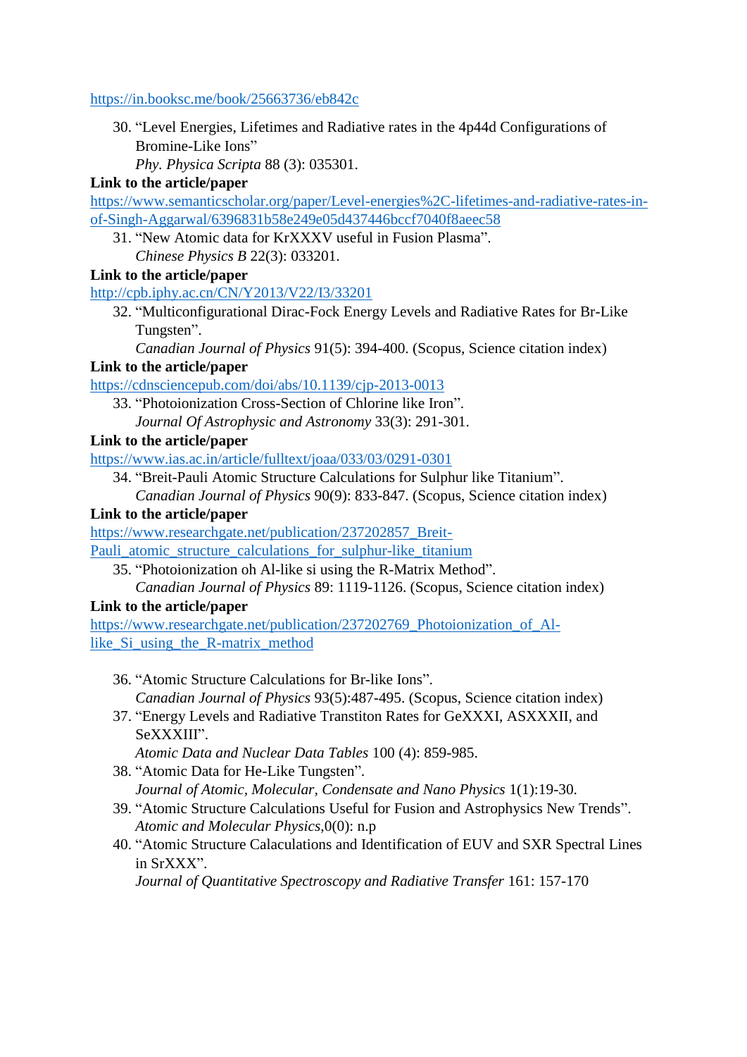https://in.booksc.me/book/25663736/eb842c

30. "Level Energies, Lifetimes and Radiative rates in the 4p44d Configurations of Bromine-Like Ions"
    *Phy. Physica Scripta* 88 (3): 035301.

**Link to the article/paper**

https://www.semanticscholar.org/paper/Level-energies%2C-lifetimes-and-radiative-rates-in-of-Singh-Aggarwal/6396831b58e249e05d437446bccf7040f8aeec58

31. "New Atomic data for KrXXXV useful in Fusion Plasma".
    *Chinese Physics B* 22(3): 033201.

**Link to the article/paper**

http://cpb.iphy.ac.cn/CN/Y2013/V22/I3/33201

32. "Multiconfigurational Dirac-Fock Energy Levels and Radiative Rates for Br-Like Tungsten".
    *Canadian Journal of Physics* 91(5): 394-400. (Scopus, Science citation index)

**Link to the article/paper**

https://cdnsciencepub.com/doi/abs/10.1139/cjp-2013-0013

33. "Photoionization Cross-Section of Chlorine like Iron".
    *Journal Of Astrophysic and Astronomy* 33(3): 291-301.

**Link to the article/paper**

https://www.ias.ac.in/article/fulltext/joaa/033/03/0291-0301

34. "Breit-Pauli Atomic Structure Calculations for Sulphur like Titanium".
    *Canadian Journal of Physics* 90(9): 833-847. (Scopus, Science citation index)

**Link to the article/paper**

https://www.researchgate.net/publication/237202857_Breit-Pauli_atomic_structure_calculations_for_sulphur-like_titanium

35. "Photoionization oh Al-like si using the R-Matrix Method".
    *Canadian Journal of Physics* 89: 1119-1126. (Scopus, Science citation index)

**Link to the article/paper**

https://www.researchgate.net/publication/237202769_Photoionization_of_Al-like_Si_using_the_R-matrix_method

36. "Atomic Structure Calculations for Br-like Ions".
    *Canadian Journal of Physics* 93(5):487-495. (Scopus, Science citation index)
37. "Energy Levels and Radiative Transtiton Rates for GeXXXI, ASXXXII, and SeXXXIII".
    *Atomic Data and Nuclear Data Tables* 100 (4): 859-985.
38. "Atomic Data for He-Like Tungsten".
    *Journal of Atomic, Molecular, Condensate and Nano Physics* 1(1):19-30.
39. "Atomic Structure Calculations Useful for Fusion and Astrophysics New Trends".
    *Atomic and Molecular Physics*,0(0): n.p
40. "Atomic Structure Calaculations and Identification of EUV and SXR Spectral Lines in SrXXX".
    *Journal of Quantitative Spectroscopy and Radiative Transfer* 161: 157-170